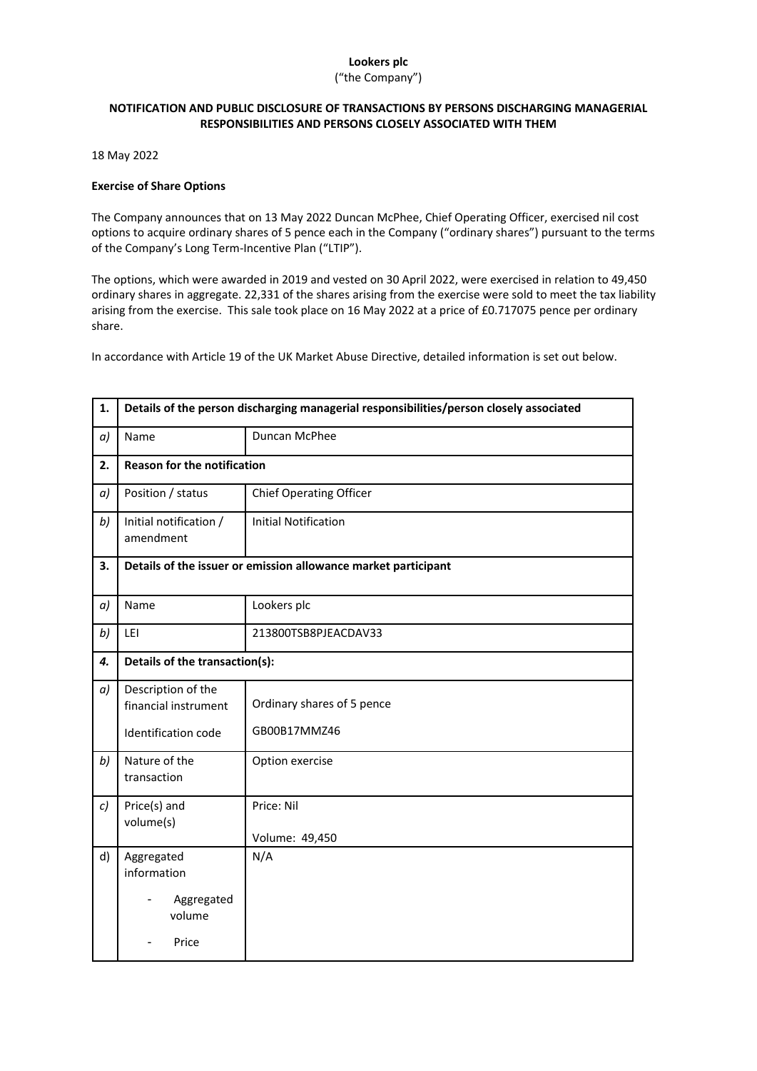**Lookers plc**
("the Company")

**NOTIFICATION AND PUBLIC DISCLOSURE OF TRANSACTIONS BY PERSONS DISCHARGING MANAGERIAL RESPONSIBILITIES AND PERSONS CLOSELY ASSOCIATED WITH THEM**

18 May 2022

**Exercise of Share Options**

The Company announces that on 13 May 2022 Duncan McPhee, Chief Operating Officer, exercised nil cost options to acquire ordinary shares of 5 pence each in the Company ("ordinary shares") pursuant to the terms of the Company's Long Term-Incentive Plan ("LTIP").

The options, which were awarded in 2019 and vested on 30 April 2022, were exercised in relation to 49,450 ordinary shares in aggregate. 22,331 of the shares arising from the exercise were sold to meet the tax liability arising from the exercise. This sale took place on 16 May 2022 at a price of £0.717075 pence per ordinary share.

In accordance with Article 19 of the UK Market Abuse Directive, detailed information is set out below.

| 1. | **Details of the person discharging managerial responsibilities/person closely associated** | |
|---|---|---|
| *a)* | Name | Duncan McPhee |
| **2.** | **Reason for the notification** | |
| *a)* | Position / status | Chief Operating Officer |
| *b)* | Initial notification / amendment | Initial Notification |
| **3.** | **Details of the issuer or emission allowance market participant** | |
| *a)* | Name | Lookers plc |
| *b)* | LEI | 213800TSB8PJEACDAV33 |
| ***4.*** | **Details of the transaction(s):** | |
| *a)* | Description of the financial instrument<br><br>Identification code | Ordinary shares of 5 pence<br><br>GB00B17MMZ46 |
| *b)* | Nature of the transaction | Option exercise |
| *c)* | Price(s) and volume(s) | Price: Nil<br><br>Volume: 49,450 |
| d) | Aggregated information<br>- Aggregated volume<br>- Price | N/A |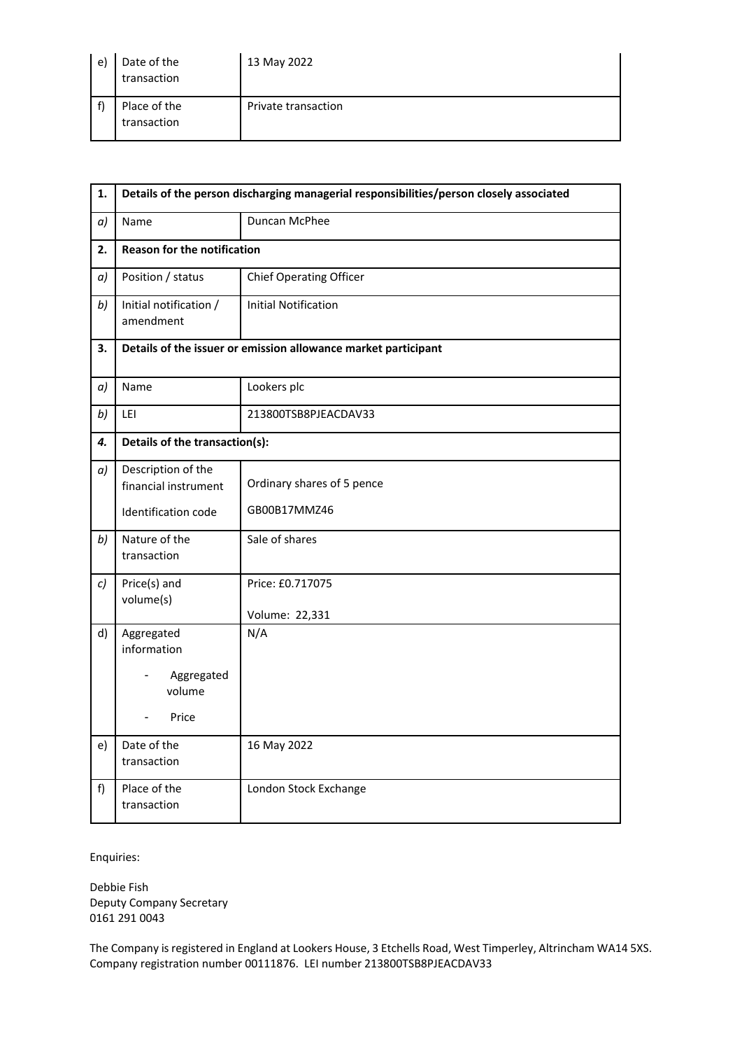| | | |
|---|---|---|
| e) | Date of the transaction | 13 May 2022 |
| f) | Place of the transaction | Private transaction |

| | | |
|---|---|---|
| **1.** | **Details of the person discharging managerial responsibilities/person closely associated** | |
| *a)* | Name | Duncan McPhee |
| **2.** | **Reason for the notification** | |
| *a)* | Position / status | Chief Operating Officer |
| *b)* | Initial notification / amendment | Initial Notification |
| **3.** | **Details of the issuer or emission allowance market participant** | |
| *a)* | Name | Lookers plc |
| *b)* | LEI | 213800TSB8PJEACDAV33 |
| ***4.*** | **Details of the transaction(s):** | |
| *a)* | Description of the financial instrument<br><br>Identification code | Ordinary shares of 5 pence<br><br>GB00B17MMZ46 |
| *b)* | Nature of the transaction | Sale of shares |
| *c)* | Price(s) and volume(s) | Price: £0.717075<br><br>Volume: 22,331 |
| d) | Aggregated information<br>- Aggregated volume<br>- Price | N/A |
| e) | Date of the transaction | 16 May 2022 |
| f) | Place of the transaction | London Stock Exchange |

Enquiries:

Debbie Fish
Deputy Company Secretary
0161 291 0043

The Company is registered in England at Lookers House, 3 Etchells Road, West Timperley, Altrincham WA14 5XS. Company registration number 00111876. LEI number 213800TSB8PJEACDAV33